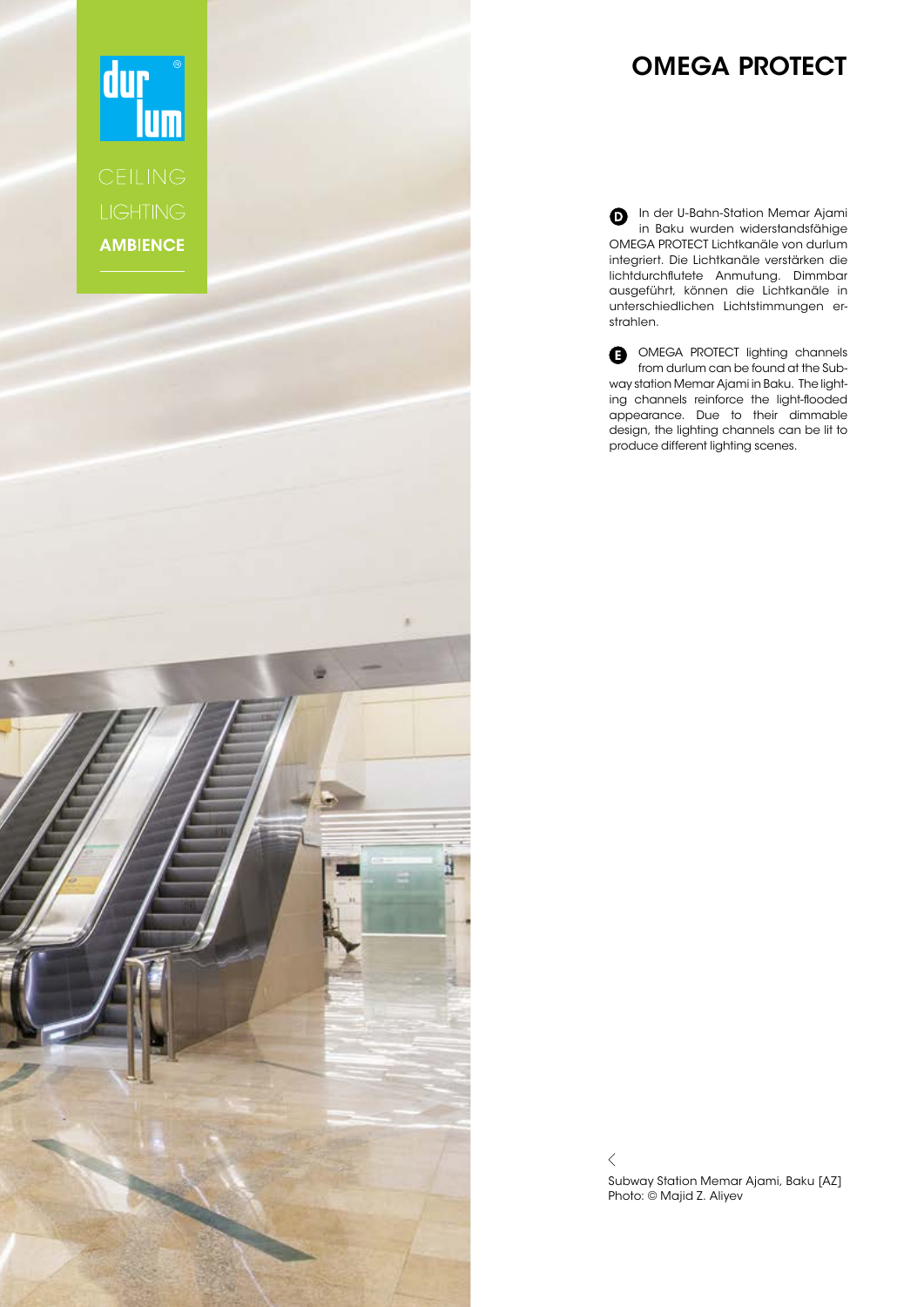CEILING
LIGHTING
**AMBIENCE**

# OMEGA PROTECT

**D** In der U-Bahn-Station Memar Ajami in Baku wurden widerstandsfähige OMEGA PROTECT Lichtkanäle von durlum integriert. Die Lichtkanäle verstärken die lichtdurchflutete Anmutung. Dimmbar ausgeführt, können die Lichtkanäle in unterschiedlichen Lichtstimmungen erstrahlen.

**E** OMEGA PROTECT lighting channels from durlum can be found at the Subway station Memar Ajami in Baku. The lighting channels reinforce the light-flooded appearance. Due to their dimmable design, the lighting channels can be lit to produce different lighting scenes.

Subway Station Memar Ajami, Baku [AZ]
Photo: © Majid Z. Aliyev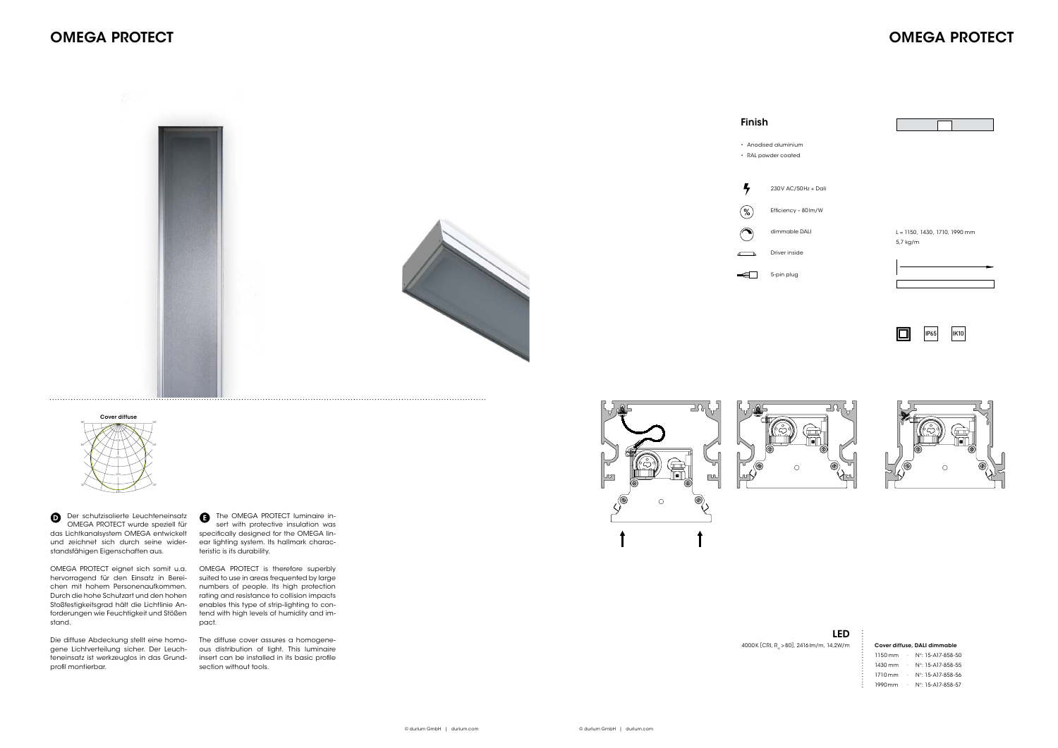# OMEGA PROTECT

Cover diffuse

**D** Der schutzisolierte Leuchteneinsatz OMEGA PROTECT wurde speziell für das Lichtkanalsystem OMEGA entwickelt und zeichnet sich durch seine widerstandsfähigen Eigenschaften aus.

OMEGA PROTECT eignet sich somit u.a. hervorragend für den Einsatz in Bereichen mit hohem Personenaufkommen. Durch die hohe Schutzart und den hohen Stoßfestigkeitsgrad hält die Lichtlinie Anforderungen wie Feuchtigkeit und Stößen stand.

Die diffuse Abdeckung stellt eine homogene Lichtverteilung sicher. Der Leuchteneinsatz ist werkzeuglos in das Grundprofil montierbar.

**E** The OMEGA PROTECT luminaire insert with protective insulation was specifically designed for the OMEGA linear lighting system. Its hallmark characteristic is its durability.

OMEGA PROTECT is therefore superbly suited to use in areas frequented by large numbers of people. Its high protection rating and resistance to collision impacts enables this type of strip-lighting to contend with high levels of humidity and impact.

The diffuse cover assures a homogeneous distribution of light. This luminaire insert can be installed in its basic profile section without tools.

## Finish

- Anodised aluminium
- RAL powder coated

230V AC/50Hz + Dali

Efficiency ~ 80 lm/W

dimmable DALI

Driver inside

5-pin plug

L = 1150, 1430, 1710, 1990 mm

5,7 kg/m

IP65 IK10

## LED

4000K (CRI, $R_a$ > 80), 2416 lm/m, 14,2 W/m

**Cover diffuse, DALI dimmable**

| | |
|---|---|
| 1150 mm | N°: 15-A17-858-50 |
| 1430 mm | N°: 15-A17-858-55 |
| 1710 mm | N°: 15-A17-858-56 |
| 1990 mm | N°: 15-A17-858-57 |

© durlum GmbH | durlum.com